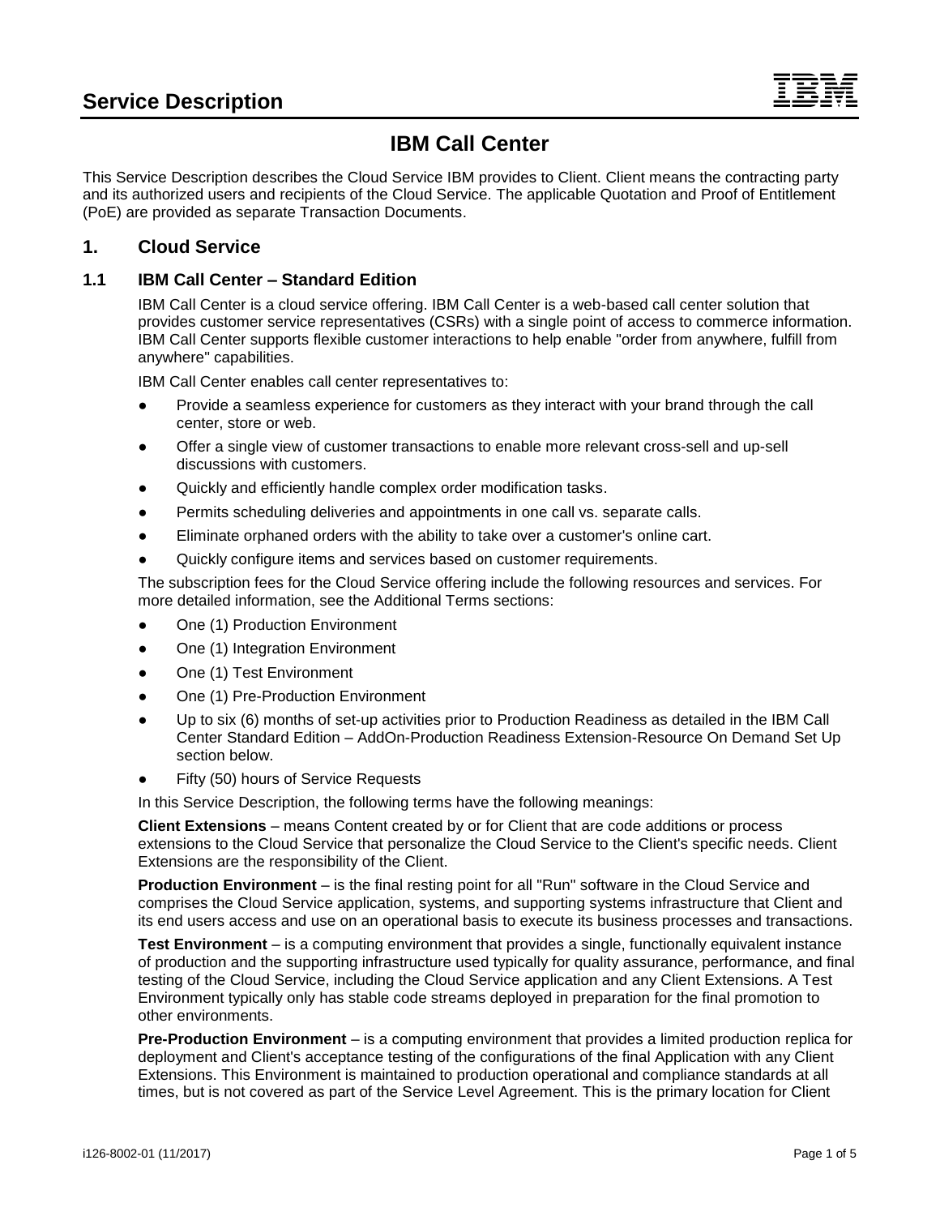# Service Description

## IBM Call Center

This Service Description describes the Cloud Service IBM provides to Client. Client means the contracting party and its authorized users and recipients of the Cloud Service. The applicable Quotation and Proof of Entitlement (PoE) are provided as separate Transaction Documents.

## 1. Cloud Service

### 1.1 IBM Call Center – Standard Edition

IBM Call Center is a cloud service offering. IBM Call Center is a web-based call center solution that provides customer service representatives (CSRs) with a single point of access to commerce information. IBM Call Center supports flexible customer interactions to help enable "order from anywhere, fulfill from anywhere" capabilities.

IBM Call Center enables call center representatives to:

- Provide a seamless experience for customers as they interact with your brand through the call center, store or web.
- Offer a single view of customer transactions to enable more relevant cross-sell and up-sell discussions with customers.
- Quickly and efficiently handle complex order modification tasks.
- Permits scheduling deliveries and appointments in one call vs. separate calls.
- Eliminate orphaned orders with the ability to take over a customer's online cart.
- Quickly configure items and services based on customer requirements.

The subscription fees for the Cloud Service offering include the following resources and services. For more detailed information, see the Additional Terms sections:

- One (1) Production Environment
- One (1) Integration Environment
- One (1) Test Environment
- One (1) Pre-Production Environment
- Up to six (6) months of set-up activities prior to Production Readiness as detailed in the IBM Call Center Standard Edition – AddOn-Production Readiness Extension-Resource On Demand Set Up section below.
- Fifty (50) hours of Service Requests

In this Service Description, the following terms have the following meanings:

**Client Extensions** – means Content created by or for Client that are code additions or process extensions to the Cloud Service that personalize the Cloud Service to the Client's specific needs. Client Extensions are the responsibility of the Client.

**Production Environment** – is the final resting point for all "Run" software in the Cloud Service and comprises the Cloud Service application, systems, and supporting systems infrastructure that Client and its end users access and use on an operational basis to execute its business processes and transactions.

**Test Environment** – is a computing environment that provides a single, functionally equivalent instance of production and the supporting infrastructure used typically for quality assurance, performance, and final testing of the Cloud Service, including the Cloud Service application and any Client Extensions. A Test Environment typically only has stable code streams deployed in preparation for the final promotion to other environments.

**Pre-Production Environment** – is a computing environment that provides a limited production replica for deployment and Client's acceptance testing of the configurations of the final Application with any Client Extensions. This Environment is maintained to production operational and compliance standards at all times, but is not covered as part of the Service Level Agreement. This is the primary location for Client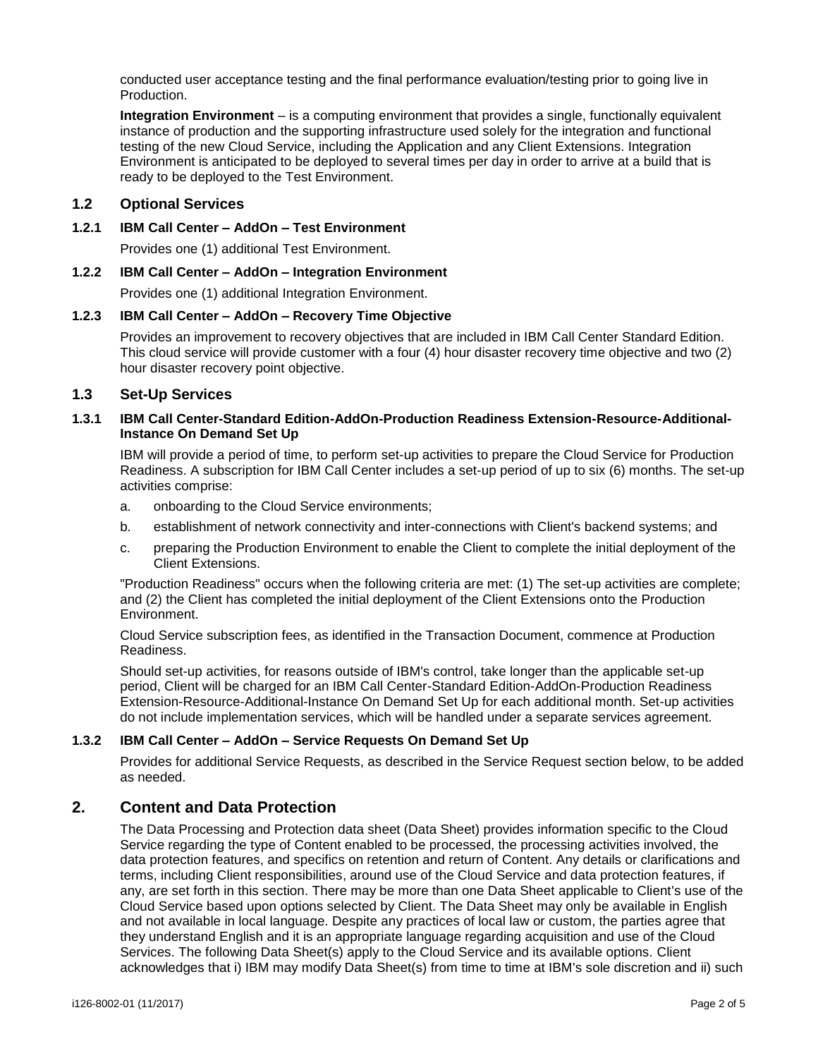conducted user acceptance testing and the final performance evaluation/testing prior to going live in Production.

**Integration Environment** – is a computing environment that provides a single, functionally equivalent instance of production and the supporting infrastructure used solely for the integration and functional testing of the new Cloud Service, including the Application and any Client Extensions. Integration Environment is anticipated to be deployed to several times per day in order to arrive at a build that is ready to be deployed to the Test Environment.

### 1.2 Optional Services

#### 1.2.1 IBM Call Center – AddOn – Test Environment

Provides one (1) additional Test Environment.

#### 1.2.2 IBM Call Center – AddOn – Integration Environment

Provides one (1) additional Integration Environment.

#### 1.2.3 IBM Call Center – AddOn – Recovery Time Objective

Provides an improvement to recovery objectives that are included in IBM Call Center Standard Edition. This cloud service will provide customer with a four (4) hour disaster recovery time objective and two (2) hour disaster recovery point objective.

### 1.3 Set-Up Services

#### 1.3.1 IBM Call Center-Standard Edition-AddOn-Production Readiness Extension-Resource-Additional-Instance On Demand Set Up

IBM will provide a period of time, to perform set-up activities to prepare the Cloud Service for Production Readiness. A subscription for IBM Call Center includes a set-up period of up to six (6) months. The set-up activities comprise:

a. onboarding to the Cloud Service environments;

b. establishment of network connectivity and inter-connections with Client's backend systems; and

c. preparing the Production Environment to enable the Client to complete the initial deployment of the Client Extensions.

"Production Readiness" occurs when the following criteria are met: (1) The set-up activities are complete; and (2) the Client has completed the initial deployment of the Client Extensions onto the Production Environment.

Cloud Service subscription fees, as identified in the Transaction Document, commence at Production Readiness.

Should set-up activities, for reasons outside of IBM's control, take longer than the applicable set-up period, Client will be charged for an IBM Call Center-Standard Edition-AddOn-Production Readiness Extension-Resource-Additional-Instance On Demand Set Up for each additional month. Set-up activities do not include implementation services, which will be handled under a separate services agreement.

#### 1.3.2 IBM Call Center – AddOn – Service Requests On Demand Set Up

Provides for additional Service Requests, as described in the Service Request section below, to be added as needed.

## 2. Content and Data Protection

The Data Processing and Protection data sheet (Data Sheet) provides information specific to the Cloud Service regarding the type of Content enabled to be processed, the processing activities involved, the data protection features, and specifics on retention and return of Content. Any details or clarifications and terms, including Client responsibilities, around use of the Cloud Service and data protection features, if any, are set forth in this section. There may be more than one Data Sheet applicable to Client's use of the Cloud Service based upon options selected by Client. The Data Sheet may only be available in English and not available in local language. Despite any practices of local law or custom, the parties agree that they understand English and it is an appropriate language regarding acquisition and use of the Cloud Services. The following Data Sheet(s) apply to the Cloud Service and its available options. Client acknowledges that i) IBM may modify Data Sheet(s) from time to time at IBM's sole discretion and ii) such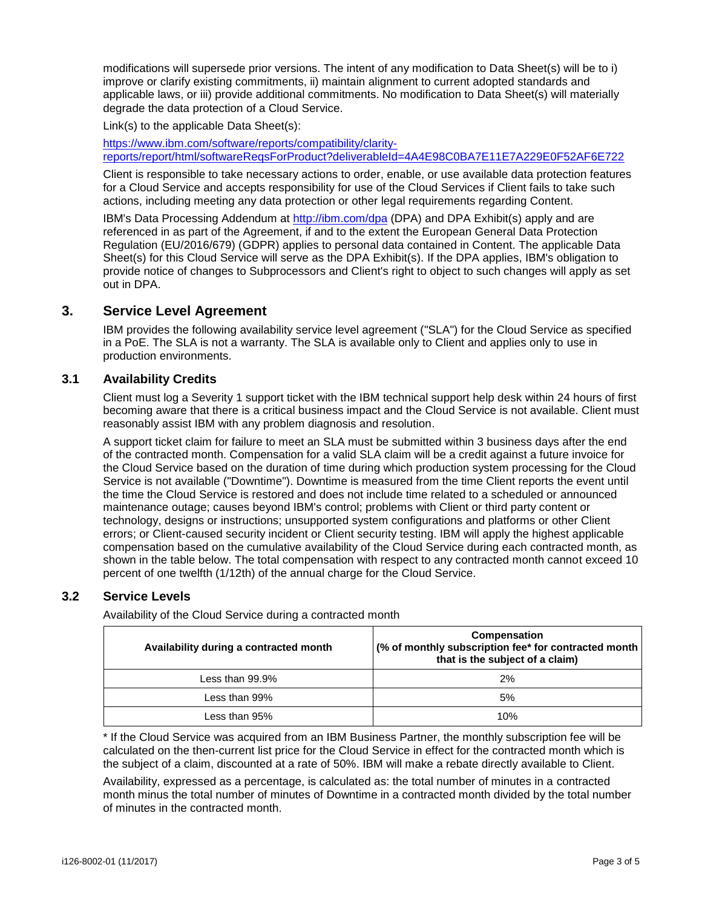modifications will supersede prior versions. The intent of any modification to Data Sheet(s) will be to i) improve or clarify existing commitments, ii) maintain alignment to current adopted standards and applicable laws, or iii) provide additional commitments. No modification to Data Sheet(s) will materially degrade the data protection of a Cloud Service.

Link(s) to the applicable Data Sheet(s):

https://www.ibm.com/software/reports/compatibility/clarity-reports/report/html/softwareReqsForProduct?deliverableId=4A4E98C0BA7E11E7A229E0F52AF6E722

Client is responsible to take necessary actions to order, enable, or use available data protection features for a Cloud Service and accepts responsibility for use of the Cloud Services if Client fails to take such actions, including meeting any data protection or other legal requirements regarding Content.

IBM's Data Processing Addendum at http://ibm.com/dpa (DPA) and DPA Exhibit(s) apply and are referenced in as part of the Agreement, if and to the extent the European General Data Protection Regulation (EU/2016/679) (GDPR) applies to personal data contained in Content. The applicable Data Sheet(s) for this Cloud Service will serve as the DPA Exhibit(s). If the DPA applies, IBM's obligation to provide notice of changes to Subprocessors and Client's right to object to such changes will apply as set out in DPA.

## 3. Service Level Agreement

IBM provides the following availability service level agreement ("SLA") for the Cloud Service as specified in a PoE. The SLA is not a warranty. The SLA is available only to Client and applies only to use in production environments.

### 3.1 Availability Credits

Client must log a Severity 1 support ticket with the IBM technical support help desk within 24 hours of first becoming aware that there is a critical business impact and the Cloud Service is not available. Client must reasonably assist IBM with any problem diagnosis and resolution.

A support ticket claim for failure to meet an SLA must be submitted within 3 business days after the end of the contracted month. Compensation for a valid SLA claim will be a credit against a future invoice for the Cloud Service based on the duration of time during which production system processing for the Cloud Service is not available ("Downtime"). Downtime is measured from the time Client reports the event until the time the Cloud Service is restored and does not include time related to a scheduled or announced maintenance outage; causes beyond IBM's control; problems with Client or third party content or technology, designs or instructions; unsupported system configurations and platforms or other Client errors; or Client-caused security incident or Client security testing. IBM will apply the highest applicable compensation based on the cumulative availability of the Cloud Service during each contracted month, as shown in the table below. The total compensation with respect to any contracted month cannot exceed 10 percent of one twelfth (1/12th) of the annual charge for the Cloud Service.

### 3.2 Service Levels

Availability of the Cloud Service during a contracted month

| Availability during a contracted month | Compensation (% of monthly subscription fee* for contracted month that is the subject of a claim) |
|---|---|
| Less than 99.9% | 2% |
| Less than 99% | 5% |
| Less than 95% | 10% |

* If the Cloud Service was acquired from an IBM Business Partner, the monthly subscription fee will be calculated on the then-current list price for the Cloud Service in effect for the contracted month which is the subject of a claim, discounted at a rate of 50%. IBM will make a rebate directly available to Client.

Availability, expressed as a percentage, is calculated as: the total number of minutes in a contracted month minus the total number of minutes of Downtime in a contracted month divided by the total number of minutes in the contracted month.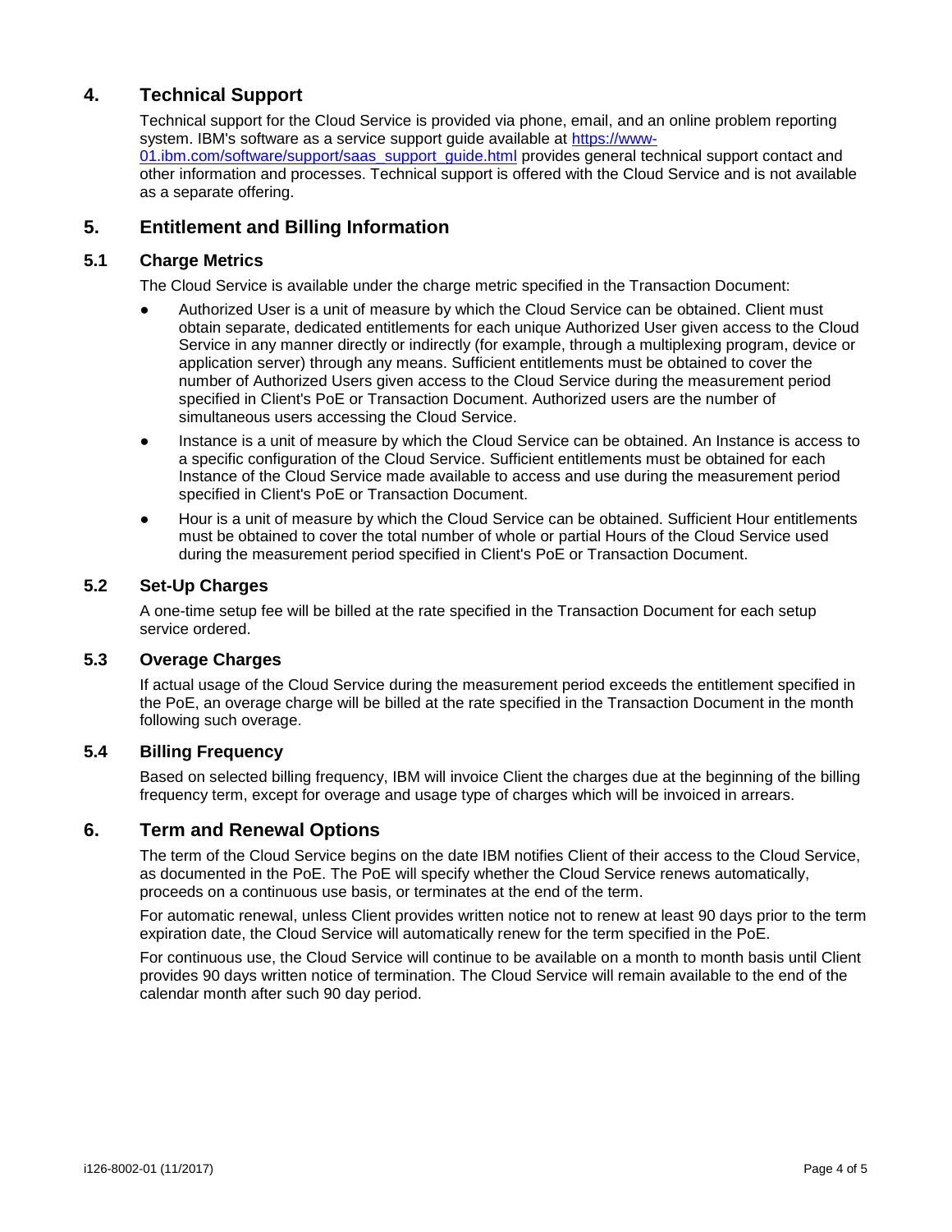## 4. Technical Support

Technical support for the Cloud Service is provided via phone, email, and an online problem reporting system. IBM's software as a service support guide available at [https://www-01.ibm.com/software/support/saas_support_guide.html](https://www-01.ibm.com/software/support/saas_support_guide.html) provides general technical support contact and other information and processes. Technical support is offered with the Cloud Service and is not available as a separate offering.

## 5. Entitlement and Billing Information

### 5.1 Charge Metrics

The Cloud Service is available under the charge metric specified in the Transaction Document:

- Authorized User is a unit of measure by which the Cloud Service can be obtained. Client must obtain separate, dedicated entitlements for each unique Authorized User given access to the Cloud Service in any manner directly or indirectly (for example, through a multiplexing program, device or application server) through any means. Sufficient entitlements must be obtained to cover the number of Authorized Users given access to the Cloud Service during the measurement period specified in Client's PoE or Transaction Document. Authorized users are the number of simultaneous users accessing the Cloud Service.
- Instance is a unit of measure by which the Cloud Service can be obtained. An Instance is access to a specific configuration of the Cloud Service. Sufficient entitlements must be obtained for each Instance of the Cloud Service made available to access and use during the measurement period specified in Client's PoE or Transaction Document.
- Hour is a unit of measure by which the Cloud Service can be obtained. Sufficient Hour entitlements must be obtained to cover the total number of whole or partial Hours of the Cloud Service used during the measurement period specified in Client's PoE or Transaction Document.

### 5.2 Set-Up Charges

A one-time setup fee will be billed at the rate specified in the Transaction Document for each setup service ordered.

### 5.3 Overage Charges

If actual usage of the Cloud Service during the measurement period exceeds the entitlement specified in the PoE, an overage charge will be billed at the rate specified in the Transaction Document in the month following such overage.

### 5.4 Billing Frequency

Based on selected billing frequency, IBM will invoice Client the charges due at the beginning of the billing frequency term, except for overage and usage type of charges which will be invoiced in arrears.

## 6. Term and Renewal Options

The term of the Cloud Service begins on the date IBM notifies Client of their access to the Cloud Service, as documented in the PoE. The PoE will specify whether the Cloud Service renews automatically, proceeds on a continuous use basis, or terminates at the end of the term.

For automatic renewal, unless Client provides written notice not to renew at least 90 days prior to the term expiration date, the Cloud Service will automatically renew for the term specified in the PoE.

For continuous use, the Cloud Service will continue to be available on a month to month basis until Client provides 90 days written notice of termination. The Cloud Service will remain available to the end of the calendar month after such 90 day period.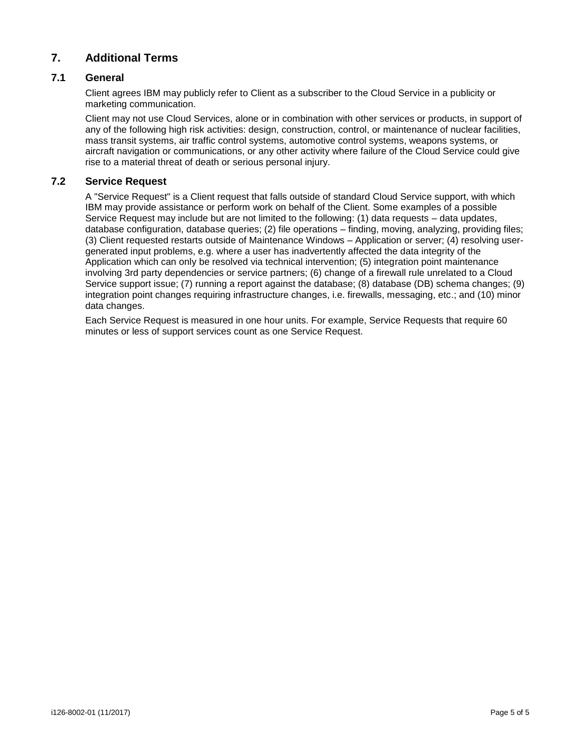## 7. Additional Terms

### 7.1 General

Client agrees IBM may publicly refer to Client as a subscriber to the Cloud Service in a publicity or marketing communication.

Client may not use Cloud Services, alone or in combination with other services or products, in support of any of the following high risk activities: design, construction, control, or maintenance of nuclear facilities, mass transit systems, air traffic control systems, automotive control systems, weapons systems, or aircraft navigation or communications, or any other activity where failure of the Cloud Service could give rise to a material threat of death or serious personal injury.

### 7.2 Service Request

A "Service Request" is a Client request that falls outside of standard Cloud Service support, with which IBM may provide assistance or perform work on behalf of the Client. Some examples of a possible Service Request may include but are not limited to the following: (1) data requests – data updates, database configuration, database queries; (2) file operations – finding, moving, analyzing, providing files; (3) Client requested restarts outside of Maintenance Windows – Application or server; (4) resolving user-generated input problems, e.g. where a user has inadvertently affected the data integrity of the Application which can only be resolved via technical intervention; (5) integration point maintenance involving 3rd party dependencies or service partners; (6) change of a firewall rule unrelated to a Cloud Service support issue; (7) running a report against the database; (8) database (DB) schema changes; (9) integration point changes requiring infrastructure changes, i.e. firewalls, messaging, etc.; and (10) minor data changes.

Each Service Request is measured in one hour units. For example, Service Requests that require 60 minutes or less of support services count as one Service Request.